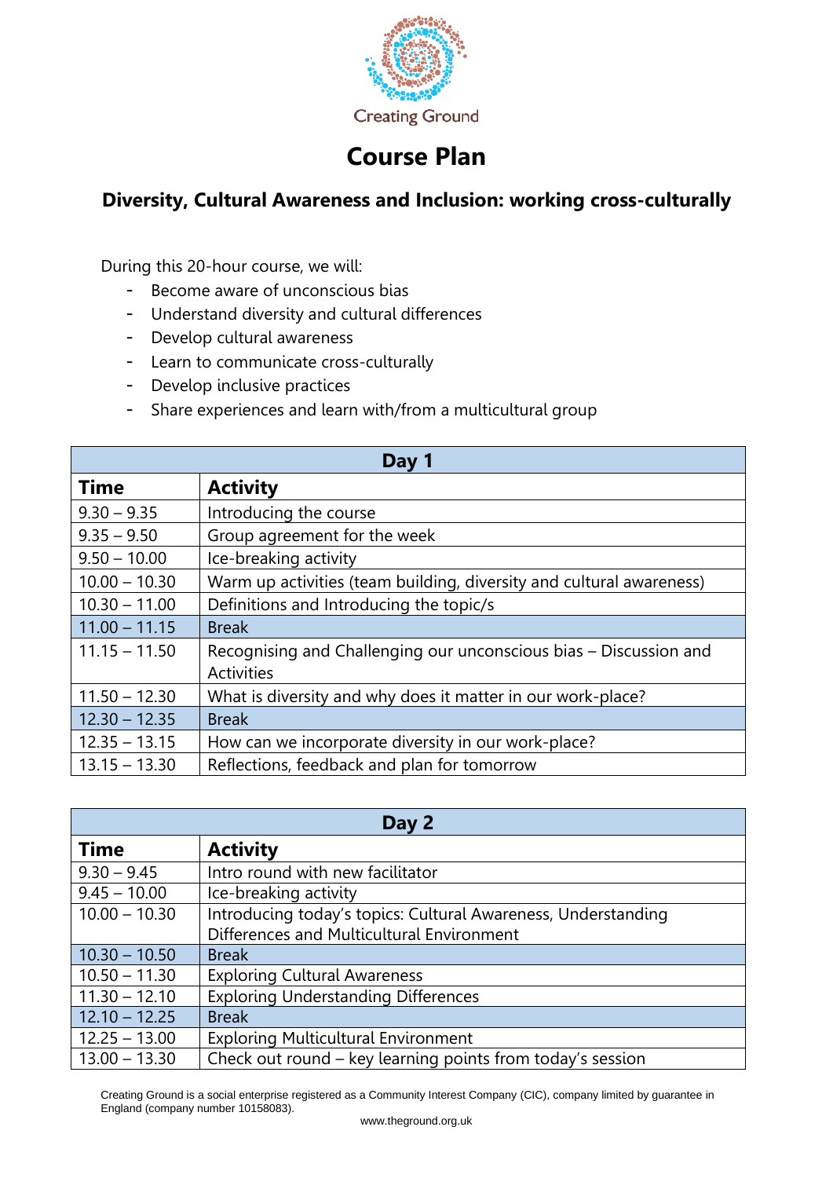Creating Ground

# Course Plan

## Diversity, Cultural Awareness and Inclusion: working cross-culturally

During this 20-hour course, we will:

- Become aware of unconscious bias
- Understand diversity and cultural differences
- Develop cultural awareness
- Learn to communicate cross-culturally
- Develop inclusive practices
- Share experiences and learn with/from a multicultural group

| Day 1 | |
|---|---|
| **Time** | **Activity** |
| 9.30 – 9.35 | Introducing the course |
| 9.35 – 9.50 | Group agreement for the week |
| 9.50 – 10.00 | Ice-breaking activity |
| 10.00 – 10.30 | Warm up activities (team building, diversity and cultural awareness) |
| 10.30 – 11.00 | Definitions and Introducing the topic/s |
| 11.00 – 11.15 | Break |
| 11.15 – 11.50 | Recognising and Challenging our unconscious bias – Discussion and Activities |
| 11.50 – 12.30 | What is diversity and why does it matter in our work-place? |
| 12.30 – 12.35 | Break |
| 12.35 – 13.15 | How can we incorporate diversity in our work-place? |
| 13.15 – 13.30 | Reflections, feedback and plan for tomorrow |

| Day 2 | |
|---|---|
| **Time** | **Activity** |
| 9.30 – 9.45 | Intro round with new facilitator |
| 9.45 – 10.00 | Ice-breaking activity |
| 10.00 – 10.30 | Introducing today's topics: Cultural Awareness, Understanding Differences and Multicultural Environment |
| 10.30 – 10.50 | Break |
| 10.50 – 11.30 | Exploring Cultural Awareness |
| 11.30 – 12.10 | Exploring Understanding Differences |
| 12.10 – 12.25 | Break |
| 12.25 – 13.00 | Exploring Multicultural Environment |
| 13.00 – 13.30 | Check out round – key learning points from today's session |

Creating Ground is a social enterprise registered as a Community Interest Company (CIC), company limited by guarantee in England (company number 10158083).

www.theground.org.uk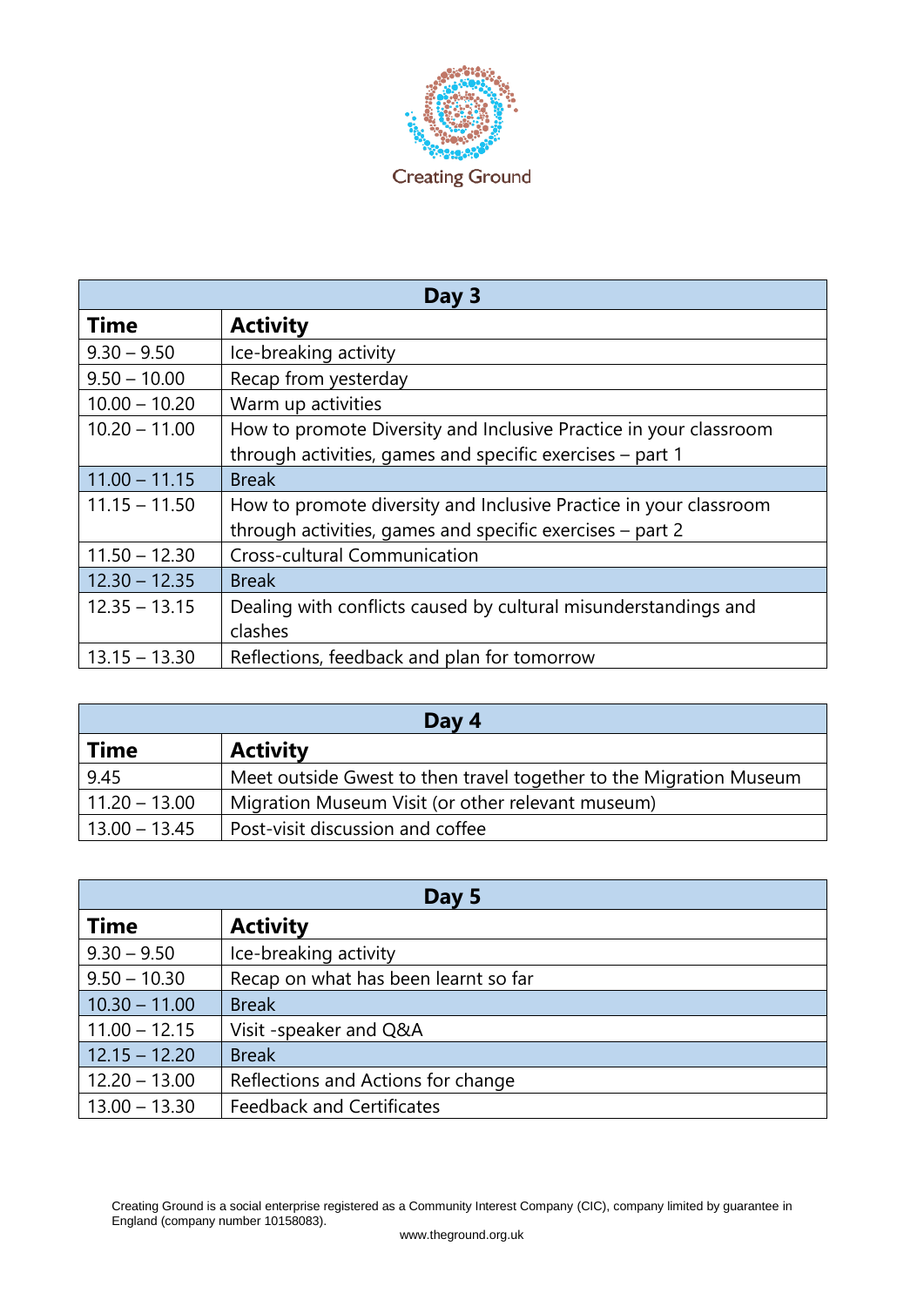Creating Ground

| Day 3 | |
|---|---|
| **Time** | **Activity** |
| 9.30 – 9.50 | Ice-breaking activity |
| 9.50 – 10.00 | Recap from yesterday |
| 10.00 – 10.20 | Warm up activities |
| 10.20 – 11.00 | How to promote Diversity and Inclusive Practice in your classroom through activities, games and specific exercises – part 1 |
| 11.00 – 11.15 | Break |
| 11.15 – 11.50 | How to promote diversity and Inclusive Practice in your classroom through activities, games and specific exercises – part 2 |
| 11.50 – 12.30 | Cross-cultural Communication |
| 12.30 – 12.35 | Break |
| 12.35 – 13.15 | Dealing with conflicts caused by cultural misunderstandings and clashes |
| 13.15 – 13.30 | Reflections, feedback and plan for tomorrow |

| Day 4 | |
|---|---|
| **Time** | **Activity** |
| 9.45 | Meet outside Gwest to then travel together to the Migration Museum |
| 11.20 – 13.00 | Migration Museum Visit (or other relevant museum) |
| 13.00 – 13.45 | Post-visit discussion and coffee |

| Day 5 | |
|---|---|
| **Time** | **Activity** |
| 9.30 – 9.50 | Ice-breaking activity |
| 9.50 – 10.30 | Recap on what has been learnt so far |
| 10.30 – 11.00 | Break |
| 11.00 – 12.15 | Visit -speaker and Q&A |
| 12.15 – 12.20 | Break |
| 12.20 – 13.00 | Reflections and Actions for change |
| 13.00 – 13.30 | Feedback and Certificates |

Creating Ground is a social enterprise registered as a Community Interest Company (CIC), company limited by guarantee in England (company number 10158083).

www.theground.org.uk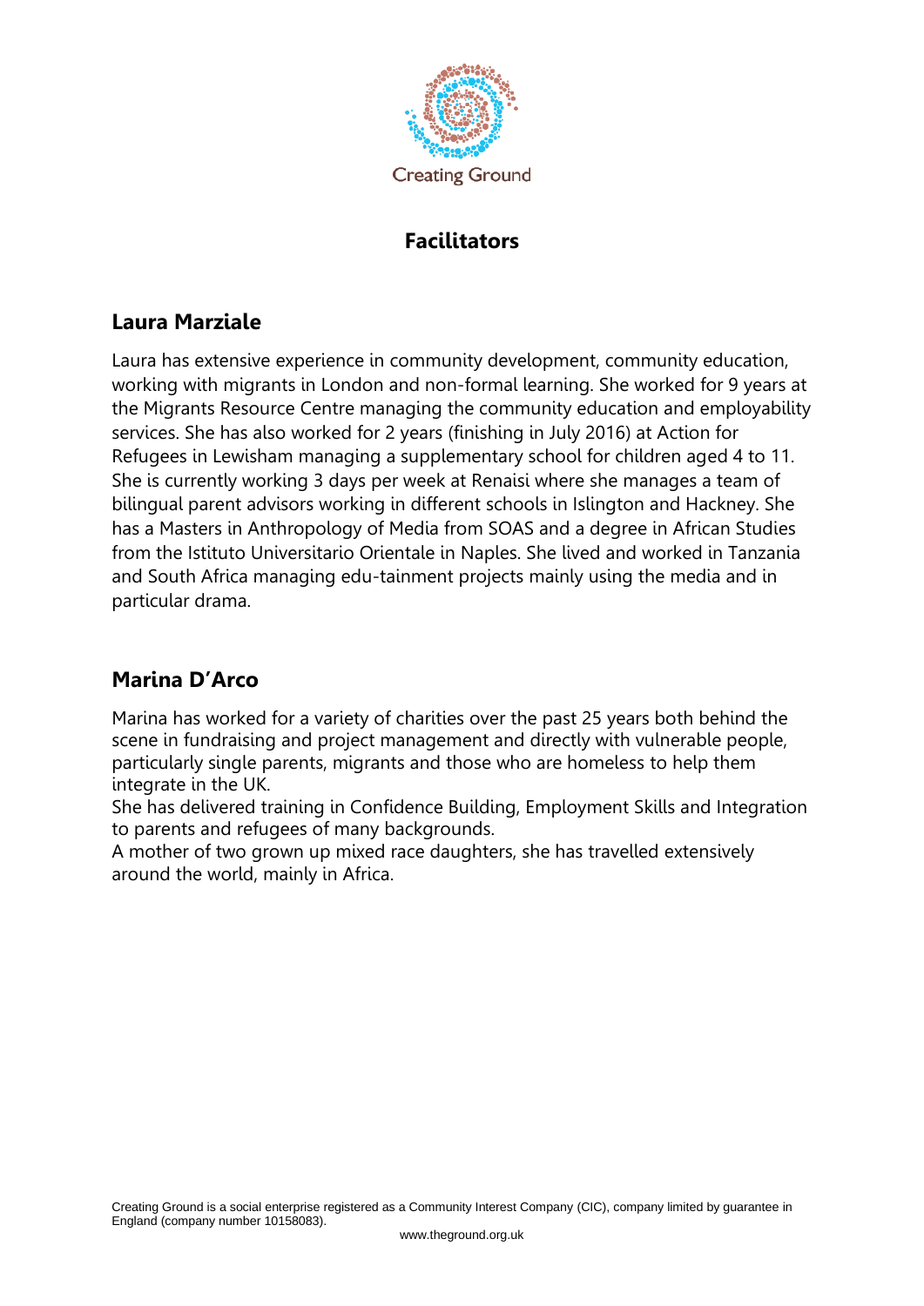Creating Ground

# Facilitators

## Laura Marziale

Laura has extensive experience in community development, community education, working with migrants in London and non-formal learning. She worked for 9 years at the Migrants Resource Centre managing the community education and employability services. She has also worked for 2 years (finishing in July 2016) at Action for Refugees in Lewisham managing a supplementary school for children aged 4 to 11. She is currently working 3 days per week at Renaisi where she manages a team of bilingual parent advisors working in different schools in Islington and Hackney. She has a Masters in Anthropology of Media from SOAS and a degree in African Studies from the Istituto Universitario Orientale in Naples. She lived and worked in Tanzania and South Africa managing edu-tainment projects mainly using the media and in particular drama.

## Marina D'Arco

Marina has worked for a variety of charities over the past 25 years both behind the scene in fundraising and project management and directly with vulnerable people, particularly single parents, migrants and those who are homeless to help them integrate in the UK.

She has delivered training in Confidence Building, Employment Skills and Integration to parents and refugees of many backgrounds.

A mother of two grown up mixed race daughters, she has travelled extensively around the world, mainly in Africa.

Creating Ground is a social enterprise registered as a Community Interest Company (CIC), company limited by guarantee in England (company number 10158083).

www.theground.org.uk